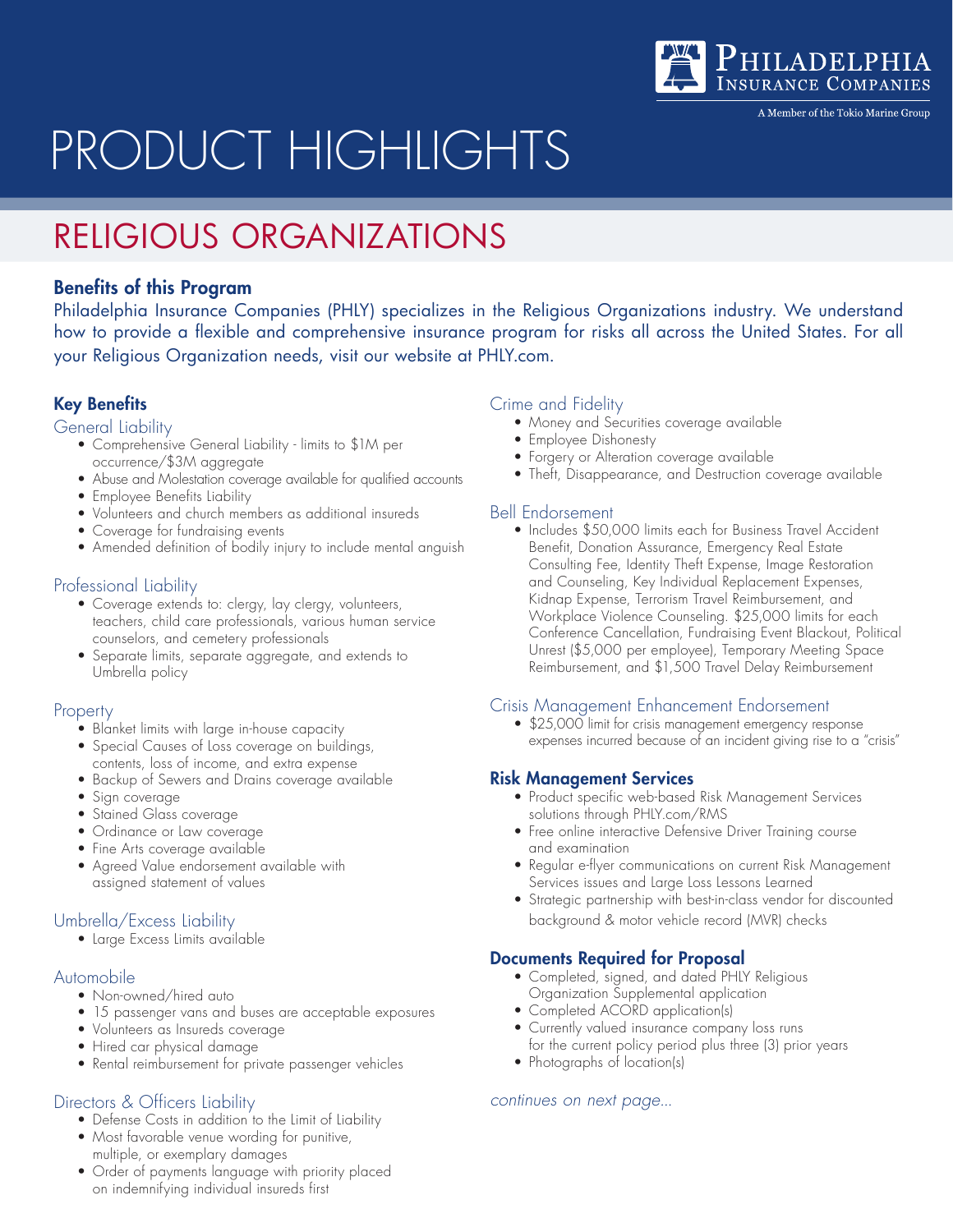Philadelphia Insurance Companies

A Member of the Tokio Marine Group

# PRODUCT HIGHLIGHTS

# RELIGIOUS ORGANIZATIONS

## Benefits of this Program

Philadelphia Insurance Companies (PHLY) specializes in the Religious Organizations industry. We understand how to provide a flexible and comprehensive insurance program for risks all across the United States. For all your Religious Organization needs, visit our website at PHLY.com.

## Key Benefits

### General Liability

- Comprehensive General Liability - limits to $1M per occurrence/$3M aggregate
- Abuse and Molestation coverage available for qualified accounts
- Employee Benefits Liability
- Volunteers and church members as additional insureds
- Coverage for fundraising events
- Amended definition of bodily injury to include mental anguish

### Professional Liability

- Coverage extends to: clergy, lay clergy, volunteers, teachers, child care professionals, various human service counselors, and cemetery professionals
- Separate limits, separate aggregate, and extends to Umbrella policy

### Property

- Blanket limits with large in-house capacity
- Special Causes of Loss coverage on buildings, contents, loss of income, and extra expense
- Backup of Sewers and Drains coverage available
- Sign coverage
- Stained Glass coverage
- Ordinance or Law coverage
- Fine Arts coverage available
- Agreed Value endorsement available with assigned statement of values

### Umbrella/Excess Liability

- Large Excess Limits available

### Automobile

- Non-owned/hired auto
- 15 passenger vans and buses are acceptable exposures
- Volunteers as Insureds coverage
- Hired car physical damage
- Rental reimbursement for private passenger vehicles

### Directors & Officers Liability

- Defense Costs in addition to the Limit of Liability
- Most favorable venue wording for punitive, multiple, or exemplary damages
- Order of payments language with priority placed on indemnifying individual insureds first

### Crime and Fidelity

- Money and Securities coverage available
- Employee Dishonesty
- Forgery or Alteration coverage available
- Theft, Disappearance, and Destruction coverage available

### Bell Endorsement

- Includes $50,000 limits each for Business Travel Accident Benefit, Donation Assurance, Emergency Real Estate Consulting Fee, Identity Theft Expense, Image Restoration and Counseling, Key Individual Replacement Expenses, Kidnap Expense, Terrorism Travel Reimbursement, and Workplace Violence Counseling. $25,000 limits for each Conference Cancellation, Fundraising Event Blackout, Political Unrest ($5,000 per employee), Temporary Meeting Space Reimbursement, and $1,500 Travel Delay Reimbursement

### Crisis Management Enhancement Endorsement

- $25,000 limit for crisis management emergency response expenses incurred because of an incident giving rise to a "crisis"

## Risk Management Services

- Product specific web-based Risk Management Services solutions through PHLY.com/RMS
- Free online interactive Defensive Driver Training course and examination
- Regular e-flyer communications on current Risk Management Services issues and Large Loss Lessons Learned
- Strategic partnership with best-in-class vendor for discounted background & motor vehicle record (MVR) checks

## Documents Required for Proposal

- Completed, signed, and dated PHLY Religious Organization Supplemental application
- Completed ACORD application(s)
- Currently valued insurance company loss runs for the current policy period plus three (3) prior years
- Photographs of location(s)

*continues on next page...*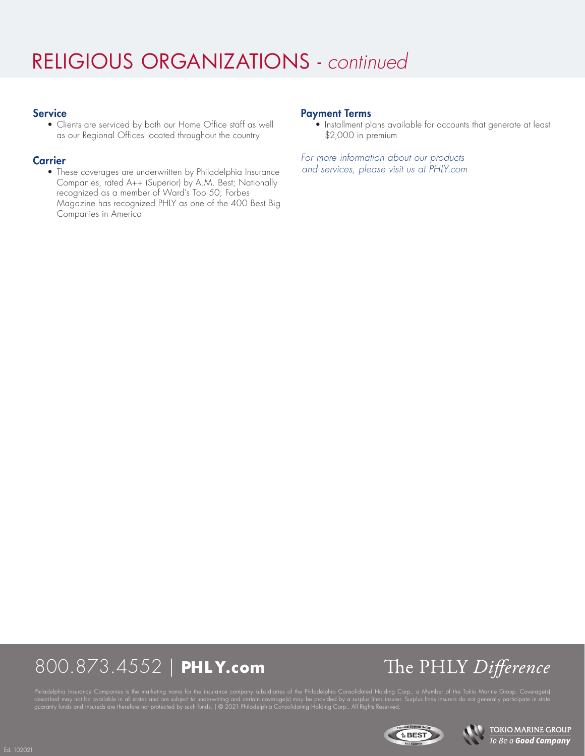# RELIGIOUS ORGANIZATIONS - *continued*

**Service**

- Clients are serviced by both our Home Office staff as well as our Regional Offices located throughout the country

**Carrier**

- These coverages are underwritten by Philadelphia Insurance Companies, rated A++ (Superior) by A.M. Best; Nationally recognized as a member of Ward's Top 50; Forbes Magazine has recognized PHLY as one of the 400 Best Big Companies in America

**Payment Terms**

- Installment plans available for accounts that generate at least $2,000 in premium

*For more information about our products and services, please visit us at PHLY.com*

800.873.4552 | **PHLY.com**

The PHLY *Difference*

Philadelphia Insurance Companies is the marketing name for the insurance company subsidiaries of the Philadelphia Consolidated Holding Corp., a Member of the Tokio Marine Group. Coverage(s) described may not be available in all states and are subject to underwriting and certain coverage(s) may be provided by a surplus lines insurer. Surplus lines insurers do not generally participate in state guaranty funds and insureds are therefore not protected by such funds. | © 2021 Philadelphia Consolidating Holding Corp., All Rights Reserved.

Ed. 102021